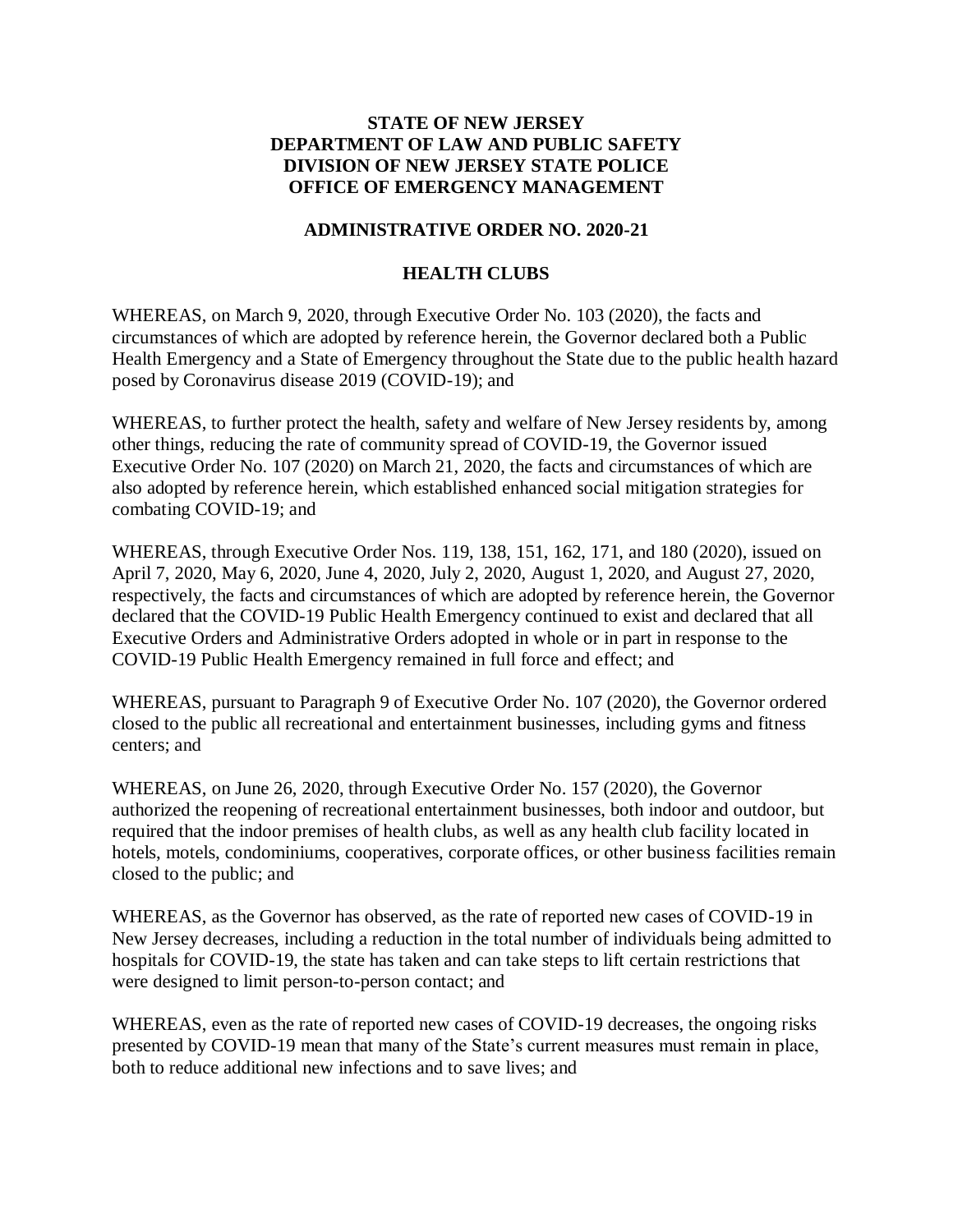**STATE OF NEW JERSEY**
**DEPARTMENT OF LAW AND PUBLIC SAFETY**
**DIVISION OF NEW JERSEY STATE POLICE**
**OFFICE OF EMERGENCY MANAGEMENT**

**ADMINISTRATIVE ORDER NO. 2020-21**

**HEALTH CLUBS**

WHEREAS, on March 9, 2020, through Executive Order No. 103 (2020), the facts and circumstances of which are adopted by reference herein, the Governor declared both a Public Health Emergency and a State of Emergency throughout the State due to the public health hazard posed by Coronavirus disease 2019 (COVID-19); and

WHEREAS, to further protect the health, safety and welfare of New Jersey residents by, among other things, reducing the rate of community spread of COVID-19, the Governor issued Executive Order No. 107 (2020) on March 21, 2020, the facts and circumstances of which are also adopted by reference herein, which established enhanced social mitigation strategies for combating COVID-19; and

WHEREAS, through Executive Order Nos. 119, 138, 151, 162, 171, and 180 (2020), issued on April 7, 2020, May 6, 2020, June 4, 2020, July 2, 2020, August 1, 2020, and August 27, 2020, respectively, the facts and circumstances of which are adopted by reference herein, the Governor declared that the COVID-19 Public Health Emergency continued to exist and declared that all Executive Orders and Administrative Orders adopted in whole or in part in response to the COVID-19 Public Health Emergency remained in full force and effect; and

WHEREAS, pursuant to Paragraph 9 of Executive Order No. 107 (2020), the Governor ordered closed to the public all recreational and entertainment businesses, including gyms and fitness centers; and

WHEREAS, on June 26, 2020, through Executive Order No. 157 (2020), the Governor authorized the reopening of recreational entertainment businesses, both indoor and outdoor, but required that the indoor premises of health clubs, as well as any health club facility located in hotels, motels, condominiums, cooperatives, corporate offices, or other business facilities remain closed to the public; and

WHEREAS, as the Governor has observed, as the rate of reported new cases of COVID-19 in New Jersey decreases, including a reduction in the total number of individuals being admitted to hospitals for COVID-19, the state has taken and can take steps to lift certain restrictions that were designed to limit person-to-person contact; and

WHEREAS, even as the rate of reported new cases of COVID-19 decreases, the ongoing risks presented by COVID-19 mean that many of the State's current measures must remain in place, both to reduce additional new infections and to save lives; and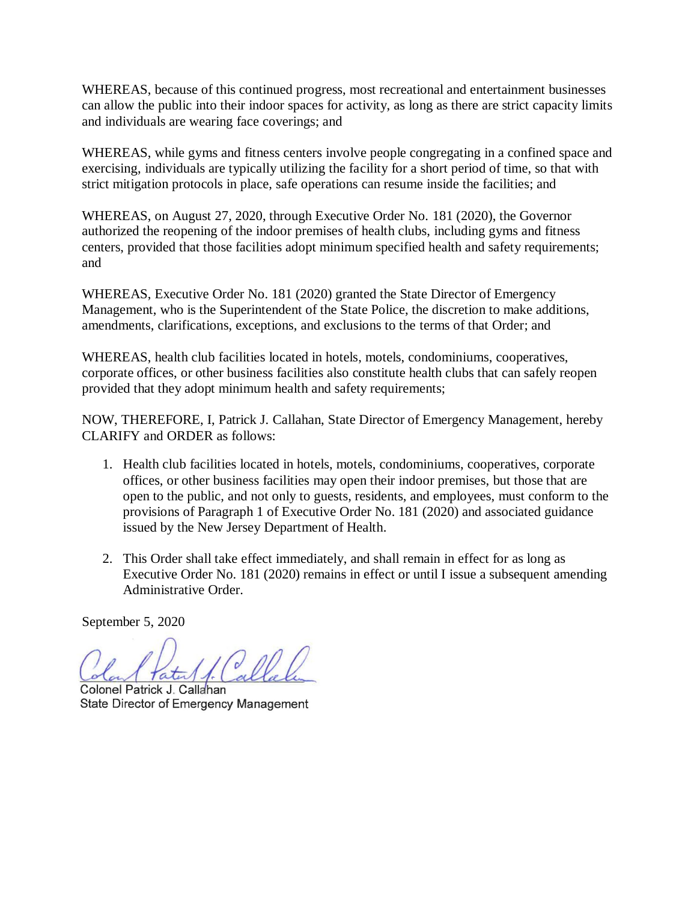WHEREAS, because of this continued progress, most recreational and entertainment businesses can allow the public into their indoor spaces for activity, as long as there are strict capacity limits and individuals are wearing face coverings; and

WHEREAS, while gyms and fitness centers involve people congregating in a confined space and exercising, individuals are typically utilizing the facility for a short period of time, so that with strict mitigation protocols in place, safe operations can resume inside the facilities; and

WHEREAS, on August 27, 2020, through Executive Order No. 181 (2020), the Governor authorized the reopening of the indoor premises of health clubs, including gyms and fitness centers, provided that those facilities adopt minimum specified health and safety requirements; and

WHEREAS, Executive Order No. 181 (2020) granted the State Director of Emergency Management, who is the Superintendent of the State Police, the discretion to make additions, amendments, clarifications, exceptions, and exclusions to the terms of that Order; and

WHEREAS, health club facilities located in hotels, motels, condominiums, cooperatives, corporate offices, or other business facilities also constitute health clubs that can safely reopen provided that they adopt minimum health and safety requirements;

NOW, THEREFORE, I, Patrick J. Callahan, State Director of Emergency Management, hereby CLARIFY and ORDER as follows:

1. Health club facilities located in hotels, motels, condominiums, cooperatives, corporate offices, or other business facilities may open their indoor premises, but those that are open to the public, and not only to guests, residents, and employees, must conform to the provisions of Paragraph 1 of Executive Order No. 181 (2020) and associated guidance issued by the New Jersey Department of Health.

2. This Order shall take effect immediately, and shall remain in effect for as long as Executive Order No. 181 (2020) remains in effect or until I issue a subsequent amending Administrative Order.

September 5, 2020

Colonel Patrick J. Callahan
State Director of Emergency Management